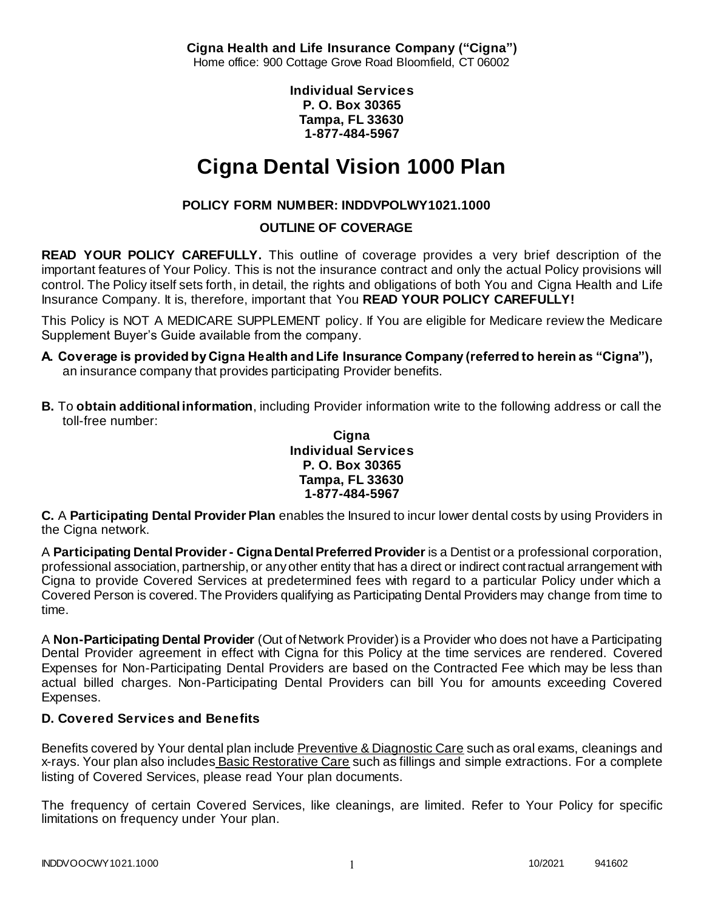**Cigna Health and Life Insurance Company ("Cigna")**
Home office: 900 Cottage Grove Road Bloomfield, CT 06002

**Individual Services**
**P. O. Box 30365**
**Tampa, FL 33630**
**1-877-484-5967**

# Cigna Dental Vision 1000 Plan

**POLICY FORM NUMBER: INDDVPOLWY1021.1000**

**OUTLINE OF COVERAGE**

**READ YOUR POLICY CAREFULLY.** This outline of coverage provides a very brief description of the important features of Your Policy. This is not the insurance contract and only the actual Policy provisions will control. The Policy itself sets forth, in detail, the rights and obligations of both You and Cigna Health and Life Insurance Company. It is, therefore, important that You **READ YOUR POLICY CAREFULLY!**

This Policy is NOT A MEDICARE SUPPLEMENT policy. If You are eligible for Medicare review the Medicare Supplement Buyer's Guide available from the company.

**A. Coverage is provided by Cigna Health and Life Insurance Company (referred to herein as "Cigna"),** an insurance company that provides participating Provider benefits.

**B.** To **obtain additional information**, including Provider information write to the following address or call the toll-free number:

**Cigna**
**Individual Services**
**P. O. Box 30365**
**Tampa, FL 33630**
**1-877-484-5967**

**C.** A **Participating Dental Provider Plan** enables the Insured to incur lower dental costs by using Providers in the Cigna network.

A **Participating Dental Provider - Cigna Dental Preferred Provider** is a Dentist or a professional corporation, professional association, partnership, or any other entity that has a direct or indirect contractual arrangement with Cigna to provide Covered Services at predetermined fees with regard to a particular Policy under which a Covered Person is covered. The Providers qualifying as Participating Dental Providers may change from time to time.

A **Non-Participating Dental Provider** (Out of Network Provider) is a Provider who does not have a Participating Dental Provider agreement in effect with Cigna for this Policy at the time services are rendered. Covered Expenses for Non-Participating Dental Providers are based on the Contracted Fee which may be less than actual billed charges. Non-Participating Dental Providers can bill You for amounts exceeding Covered Expenses.

**D. Covered Services and Benefits**

Benefits covered by Your dental plan include Preventive & Diagnostic Care such as oral exams, cleanings and x-rays. Your plan also includes Basic Restorative Care such as fillings and simple extractions. For a complete listing of Covered Services, please read Your plan documents.

The frequency of certain Covered Services, like cleanings, are limited. Refer to Your Policy for specific limitations on frequency under Your plan.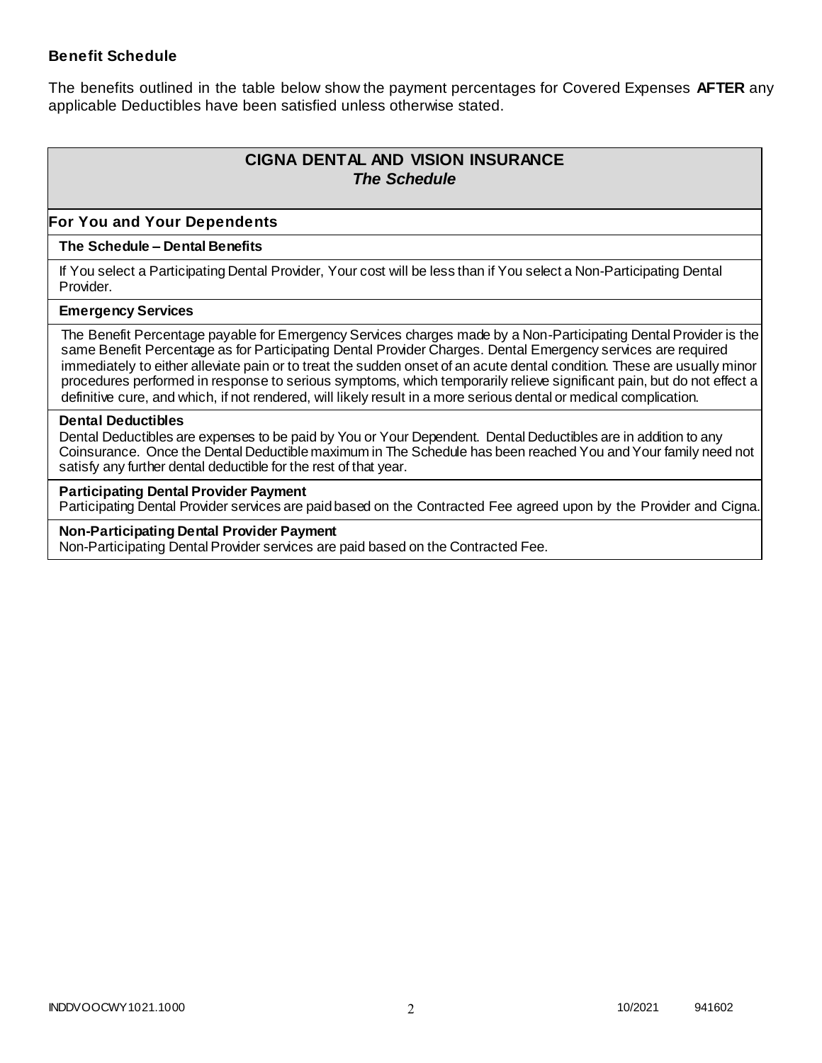**Benefit Schedule**

The benefits outlined in the table below show the payment percentages for Covered Expenses **AFTER** any applicable Deductibles have been satisfied unless otherwise stated.

| **CIGNA DENTAL AND VISION INSURANCE** *The Schedule* |
|---|
| **For You and Your Dependents** |
| **The Schedule – Dental Benefits** |
| If You select a Participating Dental Provider, Your cost will be less than if You select a Non-Participating Dental Provider. |
| **Emergency Services** |
| The Benefit Percentage payable for Emergency Services charges made by a Non-Participating Dental Provider is the same Benefit Percentage as for Participating Dental Provider Charges. Dental Emergency services are required immediately to either alleviate pain or to treat the sudden onset of an acute dental condition. These are usually minor procedures performed in response to serious symptoms, which temporarily relieve significant pain, but do not effect a definitive cure, and which, if not rendered, will likely result in a more serious dental or medical complication. |
| **Dental Deductibles** Dental Deductibles are expenses to be paid by You or Your Dependent. Dental Deductibles are in addition to any Coinsurance. Once the Dental Deductible maximum in The Schedule has been reached You and Your family need not satisfy any further dental deductible for the rest of that year. |
| **Participating Dental Provider Payment** Participating Dental Provider services are paid based on the Contracted Fee agreed upon by the Provider and Cigna. |
| **Non-Participating Dental Provider Payment** Non-Participating Dental Provider services are paid based on the Contracted Fee. |

INDDVOOCWY1021.1000 10/2021 941602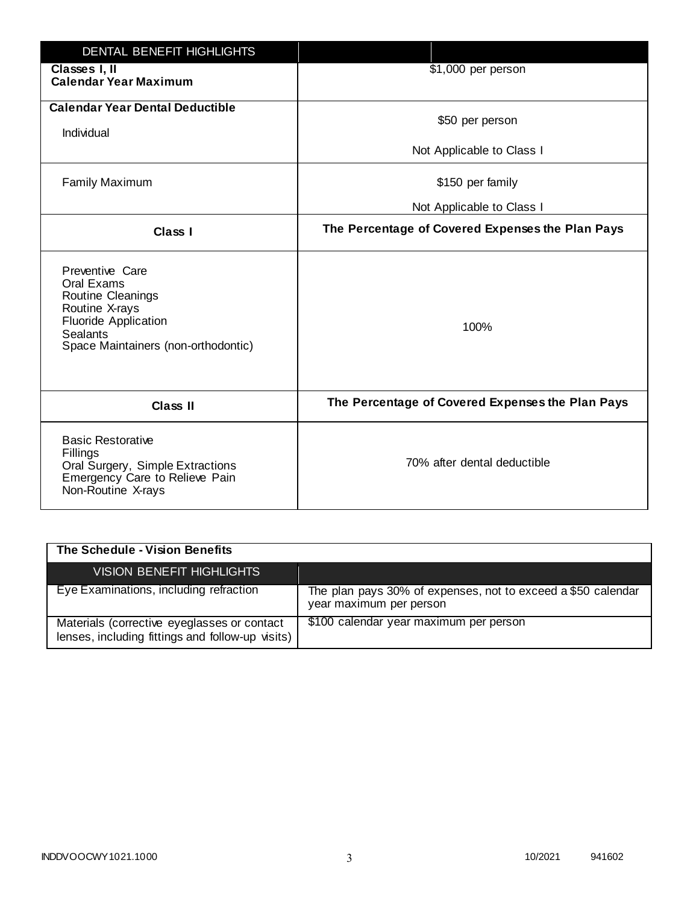| DENTAL BENEFIT HIGHLIGHTS | |
|---|---|
| **Classes I, II**<br>**Calendar Year Maximum** | $1,000 per person |
| **Calendar Year Dental Deductible**<br>Individual | $50 per person<br>Not Applicable to Class I |
| Family Maximum | $150 per family<br>Not Applicable to Class I |
| **Class I** | **The Percentage of Covered Expenses the Plan Pays** |
| Preventive Care<br>Oral Exams<br>Routine Cleanings<br>Routine X-rays<br>Fluoride Application<br>Sealants<br>Space Maintainers (non-orthodontic) | 100% |
| **Class II** | **The Percentage of Covered Expenses the Plan Pays** |
| Basic Restorative<br>Fillings<br>Oral Surgery, Simple Extractions<br>Emergency Care to Relieve Pain<br>Non-Routine X-rays | 70% after dental deductible |

**The Schedule - Vision Benefits**

| VISION BENEFIT HIGHLIGHTS | |
|---|---|
| Eye Examinations, including refraction | The plan pays 30% of expenses, not to exceed a $50 calendar year maximum per person |
| Materials (corrective eyeglasses or contact lenses, including fittings and follow-up visits) | $100 calendar year maximum per person |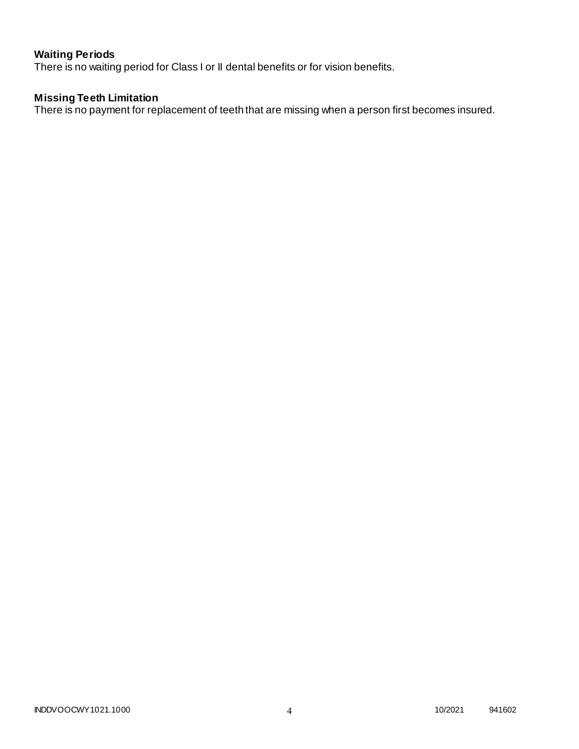**Waiting Periods**

There is no waiting period for Class I or II dental benefits or for vision benefits.

**Missing Teeth Limitation**

There is no payment for replacement of teeth that are missing when a person first becomes insured.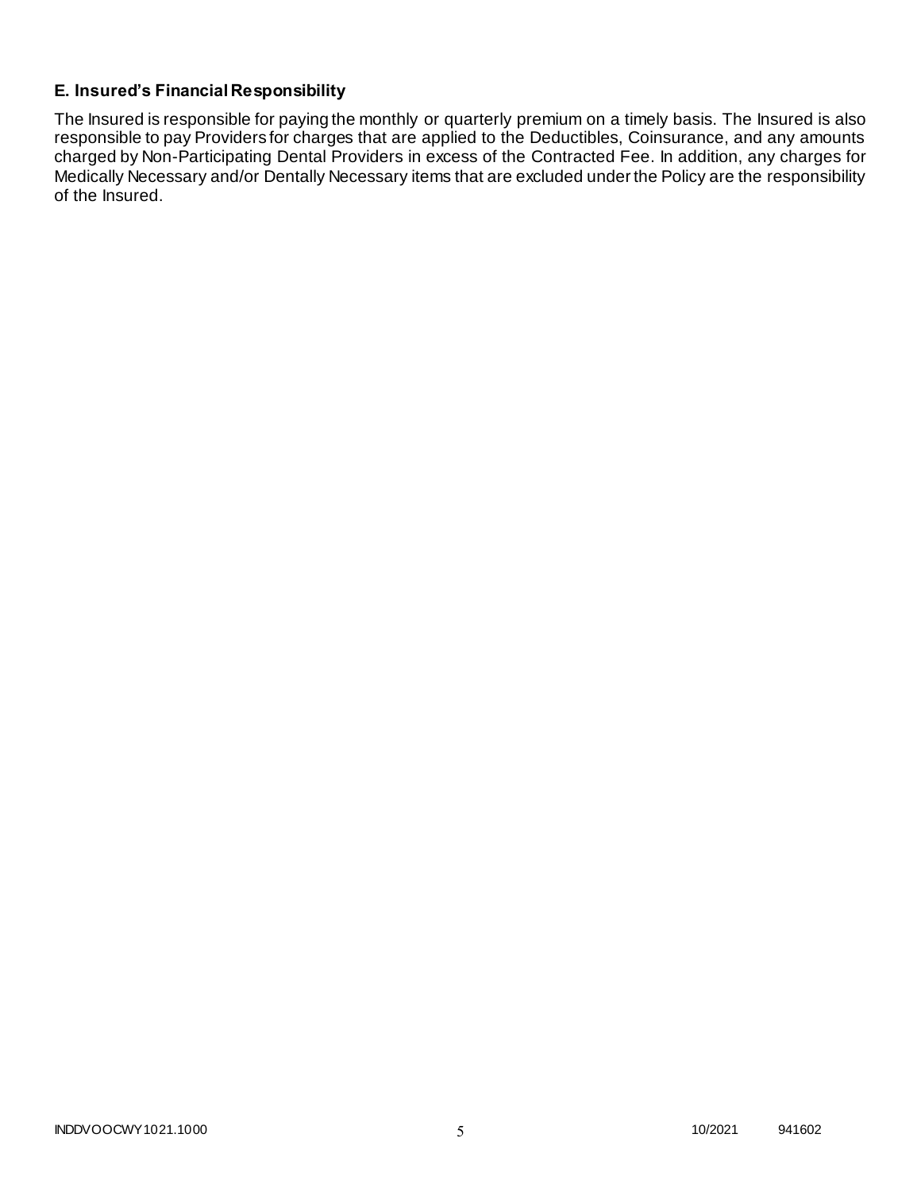### E. Insured's Financial Responsibility

The Insured is responsible for paying the monthly or quarterly premium on a timely basis. The Insured is also responsible to pay Providers for charges that are applied to the Deductibles, Coinsurance, and any amounts charged by Non-Participating Dental Providers in excess of the Contracted Fee. In addition, any charges for Medically Necessary and/or Dentally Necessary items that are excluded under the Policy are the responsibility of the Insured.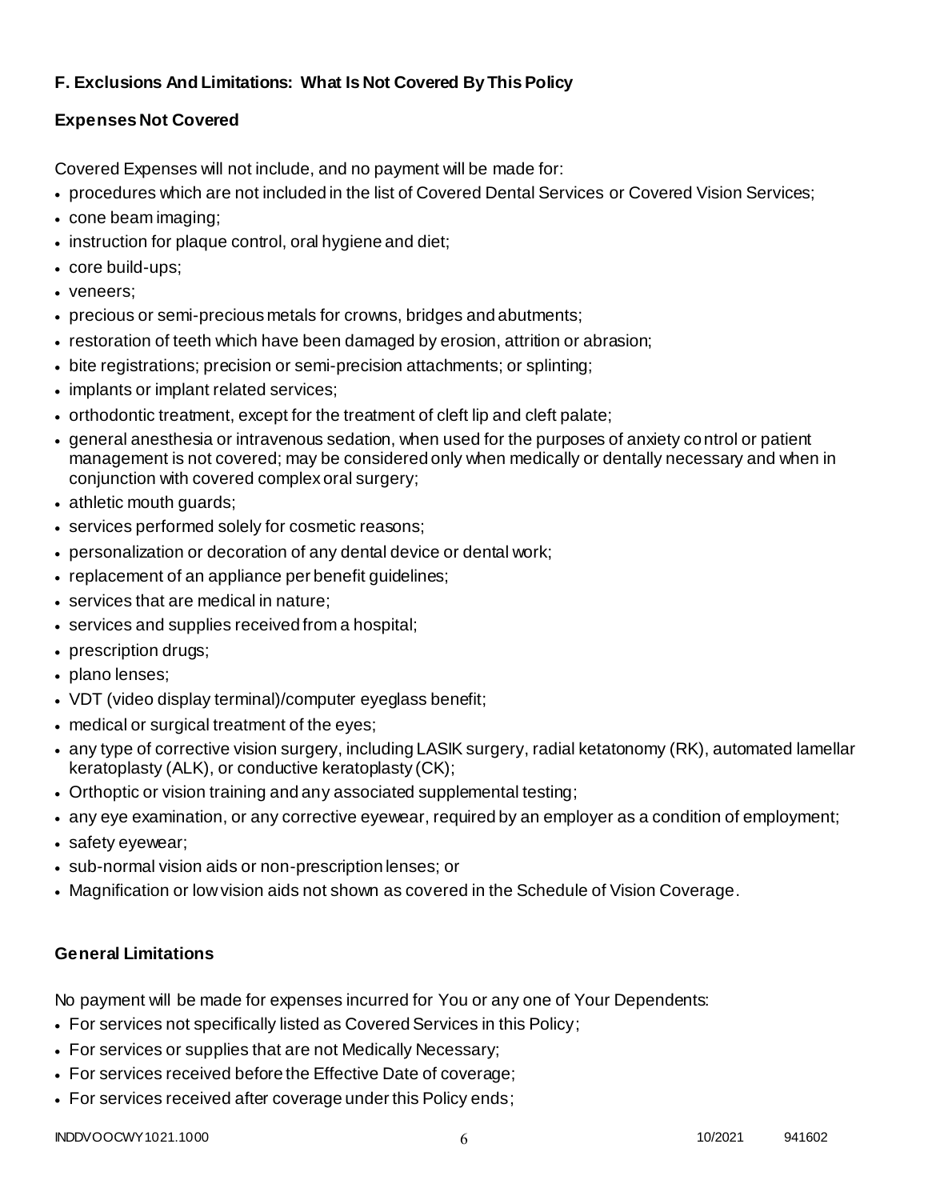## F. Exclusions And Limitations: What Is Not Covered By This Policy

### Expenses Not Covered

Covered Expenses will not include, and no payment will be made for:

- procedures which are not included in the list of Covered Dental Services or Covered Vision Services;
- cone beam imaging;
- instruction for plaque control, oral hygiene and diet;
- core build-ups;
- veneers;
- precious or semi-precious metals for crowns, bridges and abutments;
- restoration of teeth which have been damaged by erosion, attrition or abrasion;
- bite registrations; precision or semi-precision attachments; or splinting;
- implants or implant related services;
- orthodontic treatment, except for the treatment of cleft lip and cleft palate;
- general anesthesia or intravenous sedation, when used for the purposes of anxiety control or patient management is not covered; may be considered only when medically or dentally necessary and when in conjunction with covered complex oral surgery;
- athletic mouth guards;
- services performed solely for cosmetic reasons;
- personalization or decoration of any dental device or dental work;
- replacement of an appliance per benefit guidelines;
- services that are medical in nature;
- services and supplies received from a hospital;
- prescription drugs;
- plano lenses;
- VDT (video display terminal)/computer eyeglass benefit;
- medical or surgical treatment of the eyes;
- any type of corrective vision surgery, including LASIK surgery, radial ketatonomy (RK), automated lamellar keratoplasty (ALK), or conductive keratoplasty (CK);
- Orthoptic or vision training and any associated supplemental testing;
- any eye examination, or any corrective eyewear, required by an employer as a condition of employment;
- safety eyewear;
- sub-normal vision aids or non-prescription lenses; or
- Magnification or low vision aids not shown as covered in the Schedule of Vision Coverage.

### General Limitations

No payment will be made for expenses incurred for You or any one of Your Dependents:

- For services not specifically listed as Covered Services in this Policy;
- For services or supplies that are not Medically Necessary;
- For services received before the Effective Date of coverage;
- For services received after coverage under this Policy ends;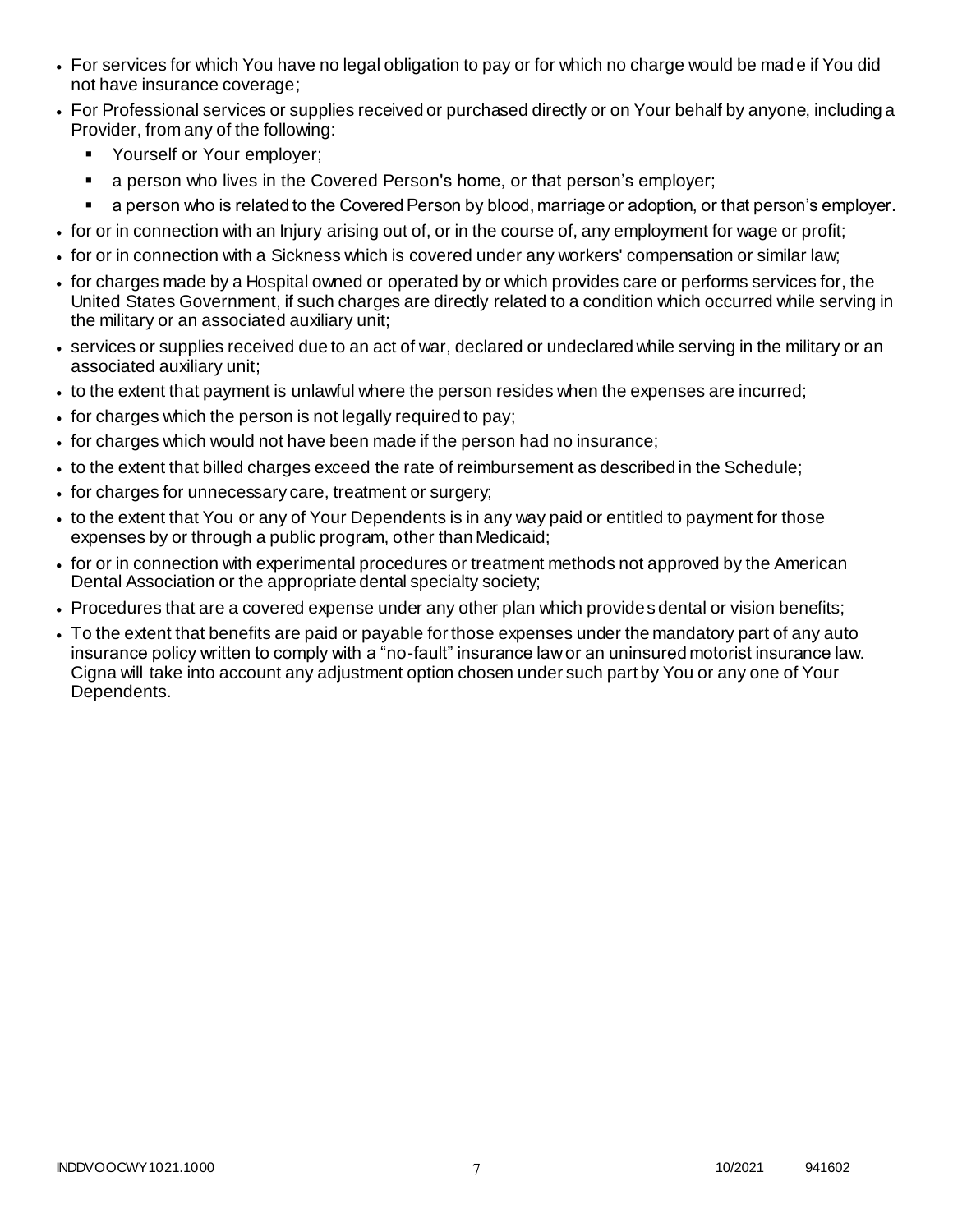- For services for which You have no legal obligation to pay or for which no charge would be made if You did not have insurance coverage;
- For Professional services or supplies received or purchased directly or on Your behalf by anyone, including a Provider, from any of the following:
  - Yourself or Your employer;
  - a person who lives in the Covered Person's home, or that person's employer;
  - a person who is related to the Covered Person by blood, marriage or adoption, or that person's employer.
- for or in connection with an Injury arising out of, or in the course of, any employment for wage or profit;
- for or in connection with a Sickness which is covered under any workers' compensation or similar law;
- for charges made by a Hospital owned or operated by or which provides care or performs services for, the United States Government, if such charges are directly related to a condition which occurred while serving in the military or an associated auxiliary unit;
- services or supplies received due to an act of war, declared or undeclared while serving in the military or an associated auxiliary unit;
- to the extent that payment is unlawful where the person resides when the expenses are incurred;
- for charges which the person is not legally required to pay;
- for charges which would not have been made if the person had no insurance;
- to the extent that billed charges exceed the rate of reimbursement as described in the Schedule;
- for charges for unnecessary care, treatment or surgery;
- to the extent that You or any of Your Dependents is in any way paid or entitled to payment for those expenses by or through a public program, other than Medicaid;
- for or in connection with experimental procedures or treatment methods not approved by the American Dental Association or the appropriate dental specialty society;
- Procedures that are a covered expense under any other plan which provides dental or vision benefits;
- To the extent that benefits are paid or payable for those expenses under the mandatory part of any auto insurance policy written to comply with a "no-fault" insurance law or an uninsured motorist insurance law. Cigna will take into account any adjustment option chosen under such part by You or any one of Your Dependents.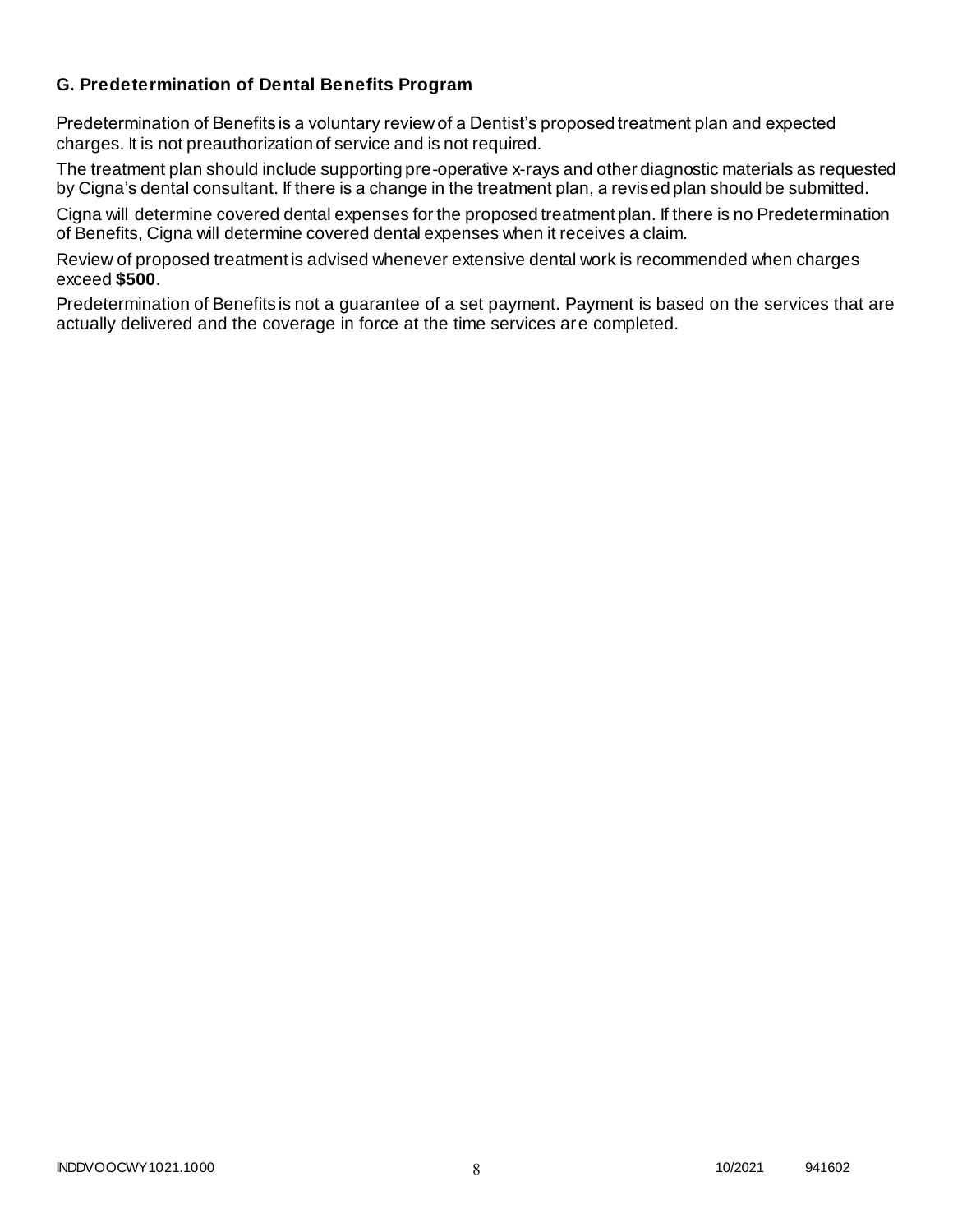### G. Predetermination of Dental Benefits Program

Predetermination of Benefits is a voluntary review of a Dentist's proposed treatment plan and expected charges. It is not preauthorization of service and is not required.

The treatment plan should include supporting pre-operative x-rays and other diagnostic materials as requested by Cigna's dental consultant. If there is a change in the treatment plan, a revised plan should be submitted.

Cigna will determine covered dental expenses for the proposed treatment plan. If there is no Predetermination of Benefits, Cigna will determine covered dental expenses when it receives a claim.

Review of proposed treatment is advised whenever extensive dental work is recommended when charges exceed **$500**.

Predetermination of Benefits is not a guarantee of a set payment. Payment is based on the services that are actually delivered and the coverage in force at the time services are completed.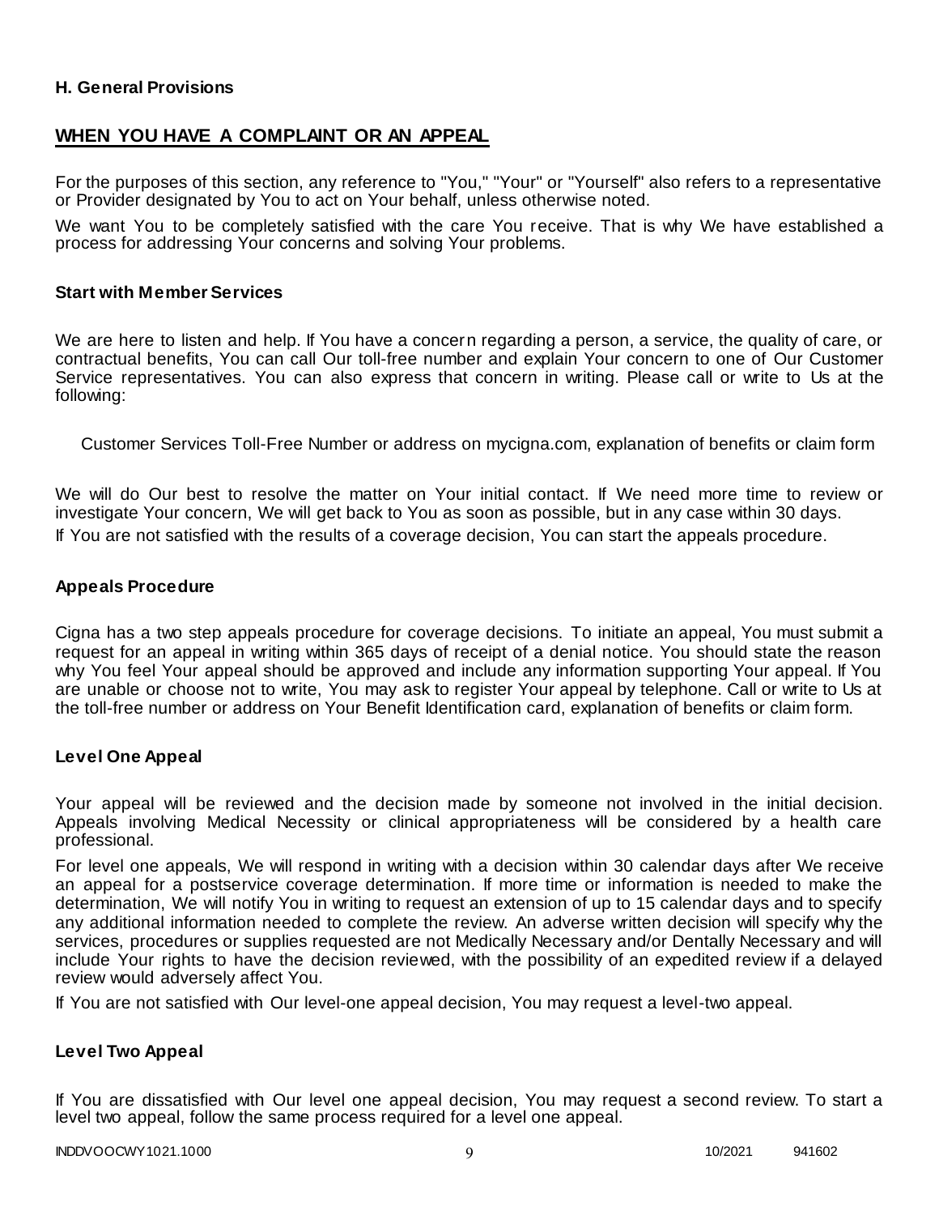### H. General Provisions

## WHEN YOU HAVE A COMPLAINT OR AN APPEAL

For the purposes of this section, any reference to "You," "Your" or "Yourself" also refers to a representative or Provider designated by You to act on Your behalf, unless otherwise noted.

We want You to be completely satisfied with the care You receive. That is why We have established a process for addressing Your concerns and solving Your problems.

### Start with Member Services

We are here to listen and help. If You have a concern regarding a person, a service, the quality of care, or contractual benefits, You can call Our toll-free number and explain Your concern to one of Our Customer Service representatives. You can also express that concern in writing. Please call or write to Us at the following:

Customer Services Toll-Free Number or address on mycigna.com, explanation of benefits or claim form

We will do Our best to resolve the matter on Your initial contact. If We need more time to review or investigate Your concern, We will get back to You as soon as possible, but in any case within 30 days.

If You are not satisfied with the results of a coverage decision, You can start the appeals procedure.

### Appeals Procedure

Cigna has a two step appeals procedure for coverage decisions. To initiate an appeal, You must submit a request for an appeal in writing within 365 days of receipt of a denial notice. You should state the reason why You feel Your appeal should be approved and include any information supporting Your appeal. If You are unable or choose not to write, You may ask to register Your appeal by telephone. Call or write to Us at the toll-free number or address on Your Benefit Identification card, explanation of benefits or claim form.

### Level One Appeal

Your appeal will be reviewed and the decision made by someone not involved in the initial decision. Appeals involving Medical Necessity or clinical appropriateness will be considered by a health care professional.

For level one appeals, We will respond in writing with a decision within 30 calendar days after We receive an appeal for a postservice coverage determination. If more time or information is needed to make the determination, We will notify You in writing to request an extension of up to 15 calendar days and to specify any additional information needed to complete the review. An adverse written decision will specify why the services, procedures or supplies requested are not Medically Necessary and/or Dentally Necessary and will include Your rights to have the decision reviewed, with the possibility of an expedited review if a delayed review would adversely affect You.

If You are not satisfied with Our level-one appeal decision, You may request a level-two appeal.

### Level Two Appeal

If You are dissatisfied with Our level one appeal decision, You may request a second review. To start a level two appeal, follow the same process required for a level one appeal.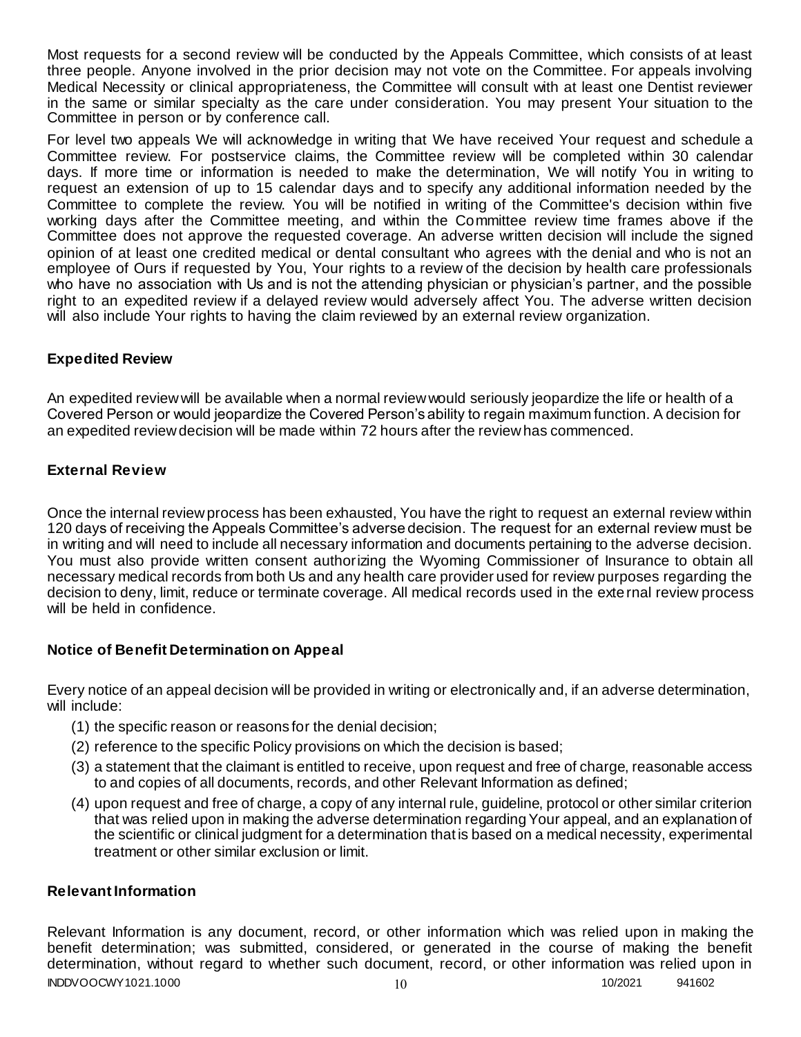Most requests for a second review will be conducted by the Appeals Committee, which consists of at least three people. Anyone involved in the prior decision may not vote on the Committee. For appeals involving Medical Necessity or clinical appropriateness, the Committee will consult with at least one Dentist reviewer in the same or similar specialty as the care under consideration. You may present Your situation to the Committee in person or by conference call.

For level two appeals We will acknowledge in writing that We have received Your request and schedule a Committee review. For postservice claims, the Committee review will be completed within 30 calendar days. If more time or information is needed to make the determination, We will notify You in writing to request an extension of up to 15 calendar days and to specify any additional information needed by the Committee to complete the review. You will be notified in writing of the Committee's decision within five working days after the Committee meeting, and within the Committee review time frames above if the Committee does not approve the requested coverage. An adverse written decision will include the signed opinion of at least one credited medical or dental consultant who agrees with the denial and who is not an employee of Ours if requested by You, Your rights to a review of the decision by health care professionals who have no association with Us and is not the attending physician or physician's partner, and the possible right to an expedited review if a delayed review would adversely affect You. The adverse written decision will also include Your rights to having the claim reviewed by an external review organization.

## Expedited Review

An expedited review will be available when a normal review would seriously jeopardize the life or health of a Covered Person or would jeopardize the Covered Person's ability to regain maximum function. A decision for an expedited review decision will be made within 72 hours after the review has commenced.

## External Review

Once the internal review process has been exhausted, You have the right to request an external review within 120 days of receiving the Appeals Committee's adverse decision. The request for an external review must be in writing and will need to include all necessary information and documents pertaining to the adverse decision. You must also provide written consent authorizing the Wyoming Commissioner of Insurance to obtain all necessary medical records from both Us and any health care provider used for review purposes regarding the decision to deny, limit, reduce or terminate coverage. All medical records used in the external review process will be held in confidence.

## Notice of Benefit Determination on Appeal

Every notice of an appeal decision will be provided in writing or electronically and, if an adverse determination, will include:

(1) the specific reason or reasons for the denial decision;

(2) reference to the specific Policy provisions on which the decision is based;

(3) a statement that the claimant is entitled to receive, upon request and free of charge, reasonable access to and copies of all documents, records, and other Relevant Information as defined;

(4) upon request and free of charge, a copy of any internal rule, guideline, protocol or other similar criterion that was relied upon in making the adverse determination regarding Your appeal, and an explanation of the scientific or clinical judgment for a determination that is based on a medical necessity, experimental treatment or other similar exclusion or limit.

## Relevant Information

Relevant Information is any document, record, or other information which was relied upon in making the benefit determination; was submitted, considered, or generated in the course of making the benefit determination, without regard to whether such document, record, or other information was relied upon in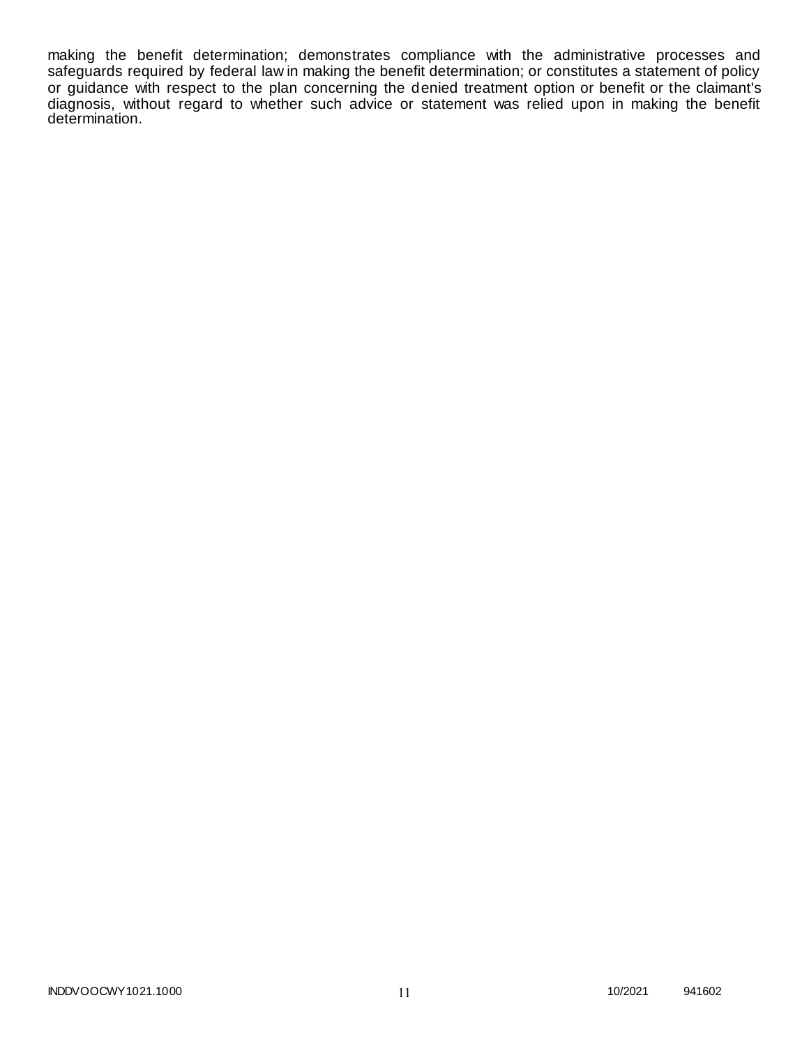making the benefit determination; demonstrates compliance with the administrative processes and safeguards required by federal law in making the benefit determination; or constitutes a statement of policy or guidance with respect to the plan concerning the denied treatment option or benefit or the claimant's diagnosis, without regard to whether such advice or statement was relied upon in making the benefit determination.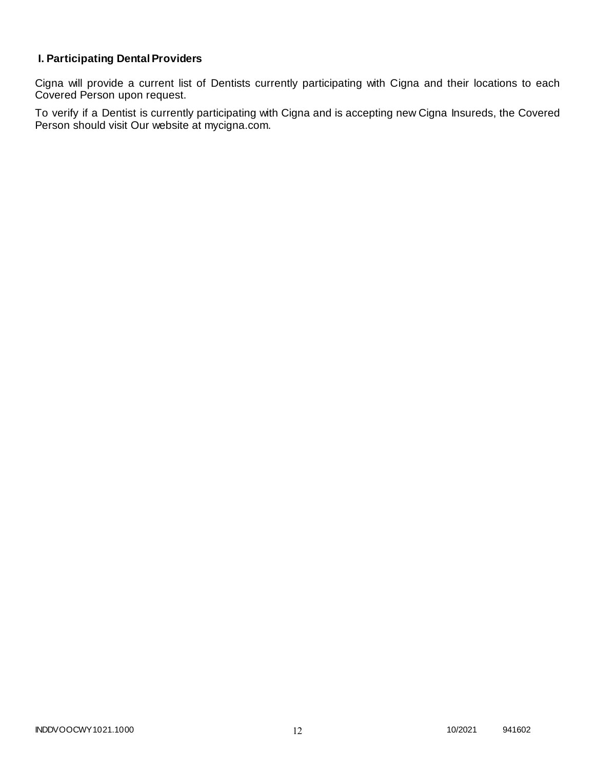## I. Participating Dental Providers

Cigna will provide a current list of Dentists currently participating with Cigna and their locations to each Covered Person upon request.

To verify if a Dentist is currently participating with Cigna and is accepting new Cigna Insureds, the Covered Person should visit Our website at mycigna.com.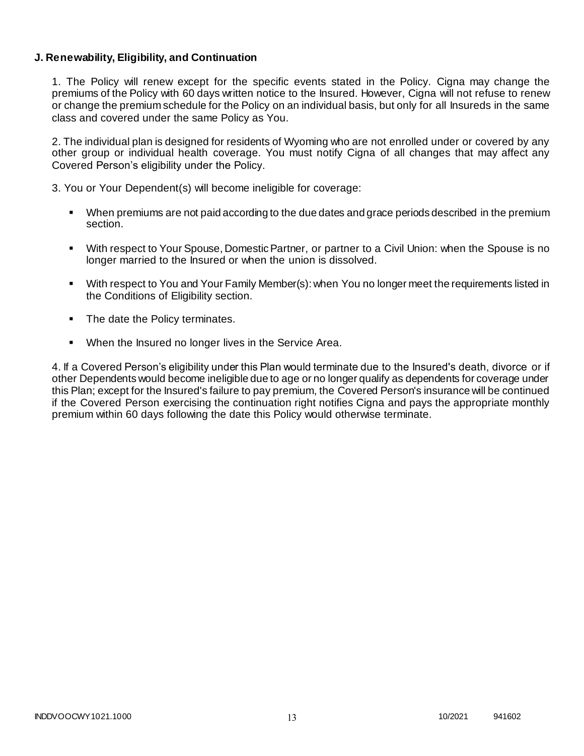**J. Renewability, Eligibility, and Continuation**

1. The Policy will renew except for the specific events stated in the Policy. Cigna may change the premiums of the Policy with 60 days written notice to the Insured. However, Cigna will not refuse to renew or change the premium schedule for the Policy on an individual basis, but only for all Insureds in the same class and covered under the same Policy as You.

2. The individual plan is designed for residents of Wyoming who are not enrolled under or covered by any other group or individual health coverage. You must notify Cigna of all changes that may affect any Covered Person's eligibility under the Policy.

3. You or Your Dependent(s) will become ineligible for coverage:

- When premiums are not paid according to the due dates and grace periods described in the premium section.
- With respect to Your Spouse, Domestic Partner, or partner to a Civil Union: when the Spouse is no longer married to the Insured or when the union is dissolved.
- With respect to You and Your Family Member(s): when You no longer meet the requirements listed in the Conditions of Eligibility section.
- The date the Policy terminates.
- When the Insured no longer lives in the Service Area.

4. If a Covered Person's eligibility under this Plan would terminate due to the Insured's death, divorce or if other Dependents would become ineligible due to age or no longer qualify as dependents for coverage under this Plan; except for the Insured's failure to pay premium, the Covered Person's insurance will be continued if the Covered Person exercising the continuation right notifies Cigna and pays the appropriate monthly premium within 60 days following the date this Policy would otherwise terminate.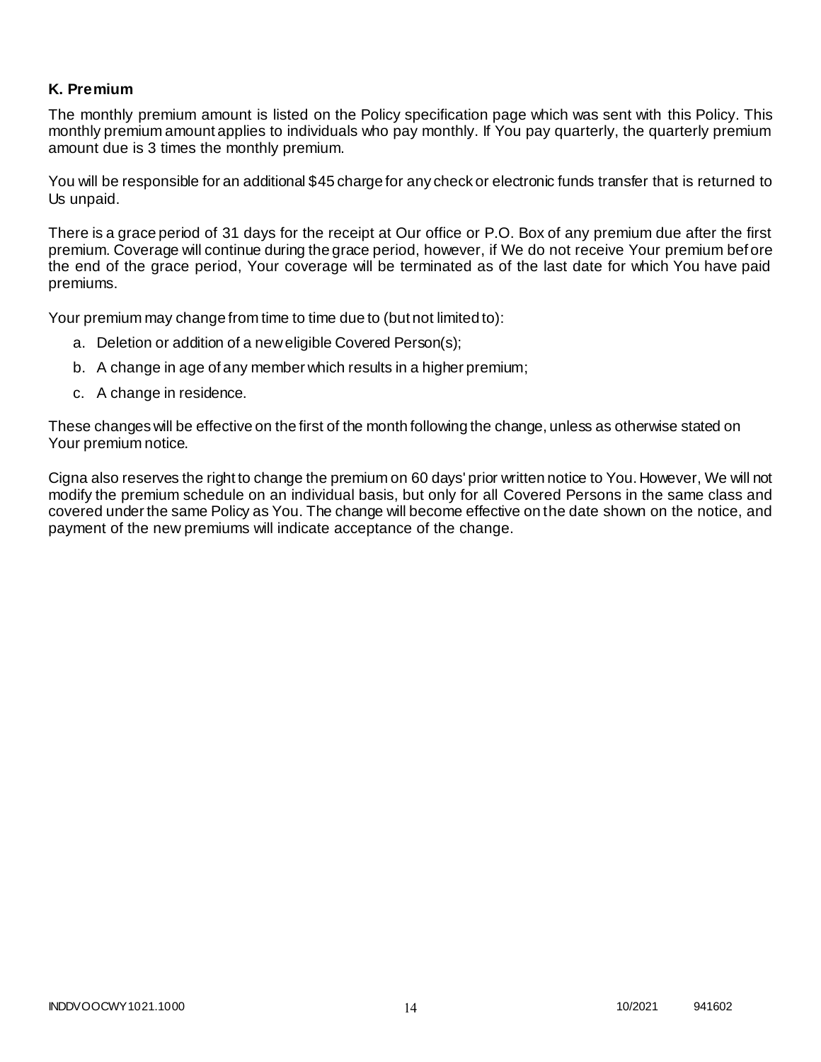**K. Premium**

The monthly premium amount is listed on the Policy specification page which was sent with this Policy. This monthly premium amount applies to individuals who pay monthly. If You pay quarterly, the quarterly premium amount due is 3 times the monthly premium.

You will be responsible for an additional $45 charge for any check or electronic funds transfer that is returned to Us unpaid.

There is a grace period of 31 days for the receipt at Our office or P.O. Box of any premium due after the first premium. Coverage will continue during the grace period, however, if We do not receive Your premium before the end of the grace period, Your coverage will be terminated as of the last date for which You have paid premiums.

Your premium may change from time to time due to (but not limited to):

a. Deletion or addition of a new eligible Covered Person(s);

b. A change in age of any member which results in a higher premium;

c. A change in residence.

These changes will be effective on the first of the month following the change, unless as otherwise stated on Your premium notice.

Cigna also reserves the right to change the premium on 60 days' prior written notice to You. However, We will not modify the premium schedule on an individual basis, but only for all Covered Persons in the same class and covered under the same Policy as You. The change will become effective on the date shown on the notice, and payment of the new premiums will indicate acceptance of the change.